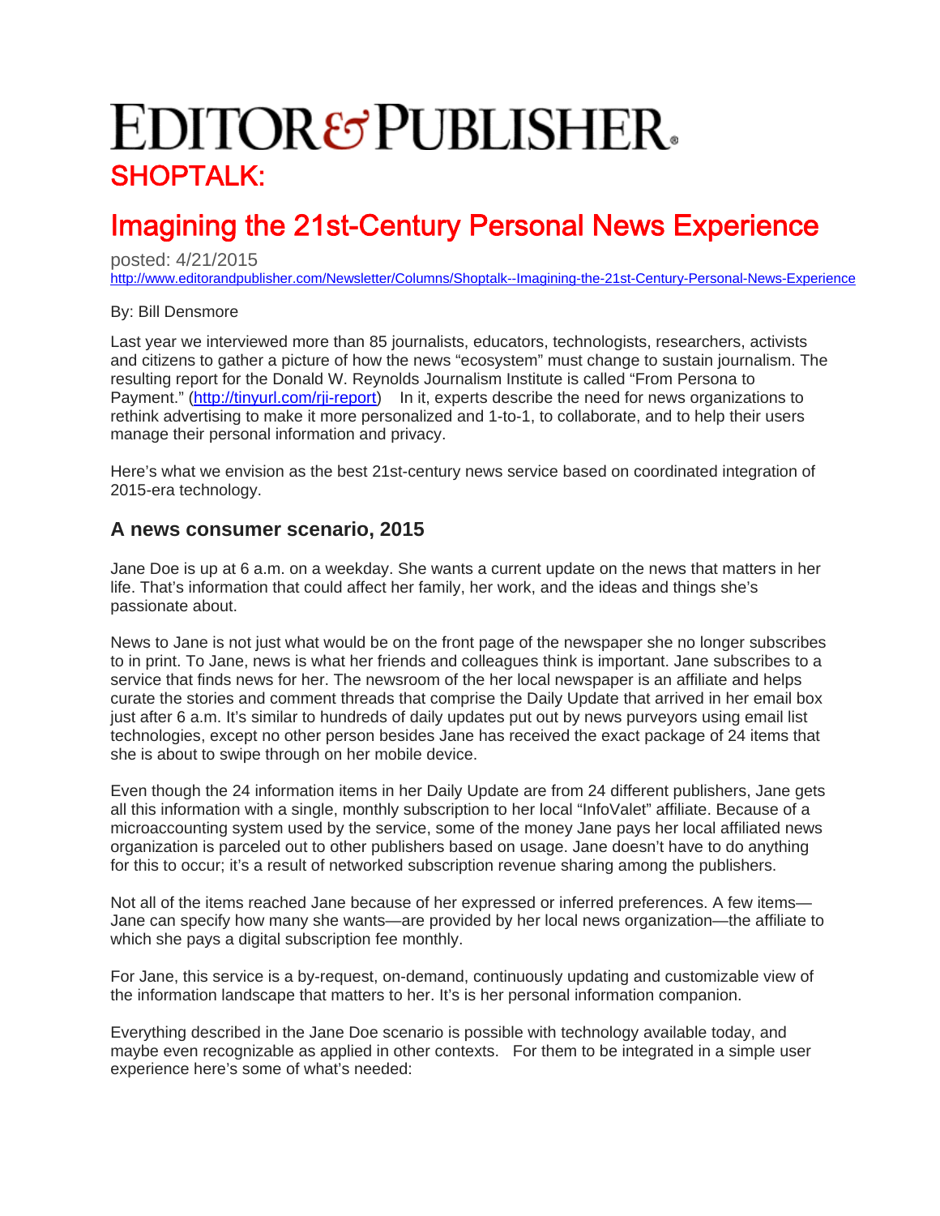# EDITOR & PUBLISHER

## SHOPTALK:

# Imagining the 21st-Century Personal News Experience

posted: 4/21/2015

http://www.editorandpublisher.com/Newsletter/Columns/Shoptalk--Imagining-the-21st-Century-Personal-News-Experience

By: Bill Densmore

Last year we interviewed more than 85 journalists, educators, technologists, researchers, activists and citizens to gather a picture of how the news "ecosystem" must change to sustain journalism. The resulting report for the Donald W. Reynolds Journalism Institute is called "From Persona to Payment." (http://tinyurl.com/rji-report) In it, experts describe the need for news organizations to rethink advertising to make it more personalized and 1-to-1, to collaborate, and to help their users manage their personal information and privacy.

Here's what we envision as the best 21st-century news service based on coordinated integration of 2015-era technology.

### A news consumer scenario, 2015

Jane Doe is up at 6 a.m. on a weekday. She wants a current update on the news that matters in her life. That's information that could affect her family, her work, and the ideas and things she's passionate about.

News to Jane is not just what would be on the front page of the newspaper she no longer subscribes to in print. To Jane, news is what her friends and colleagues think is important. Jane subscribes to a service that finds news for her. The newsroom of the her local newspaper is an affiliate and helps curate the stories and comment threads that comprise the Daily Update that arrived in her email box just after 6 a.m. It's similar to hundreds of daily updates put out by news purveyors using email list technologies, except no other person besides Jane has received the exact package of 24 items that she is about to swipe through on her mobile device.

Even though the 24 information items in her Daily Update are from 24 different publishers, Jane gets all this information with a single, monthly subscription to her local "InfoValet" affiliate. Because of a microaccounting system used by the service, some of the money Jane pays her local affiliated news organization is parceled out to other publishers based on usage. Jane doesn't have to do anything for this to occur; it's a result of networked subscription revenue sharing among the publishers.

Not all of the items reached Jane because of her expressed or inferred preferences. A few items—Jane can specify how many she wants—are provided by her local news organization—the affiliate to which she pays a digital subscription fee monthly.

For Jane, this service is a by-request, on-demand, continuously updating and customizable view of the information landscape that matters to her. It's is her personal information companion.

Everything described in the Jane Doe scenario is possible with technology available today, and maybe even recognizable as applied in other contexts. For them to be integrated in a simple user experience here's some of what's needed: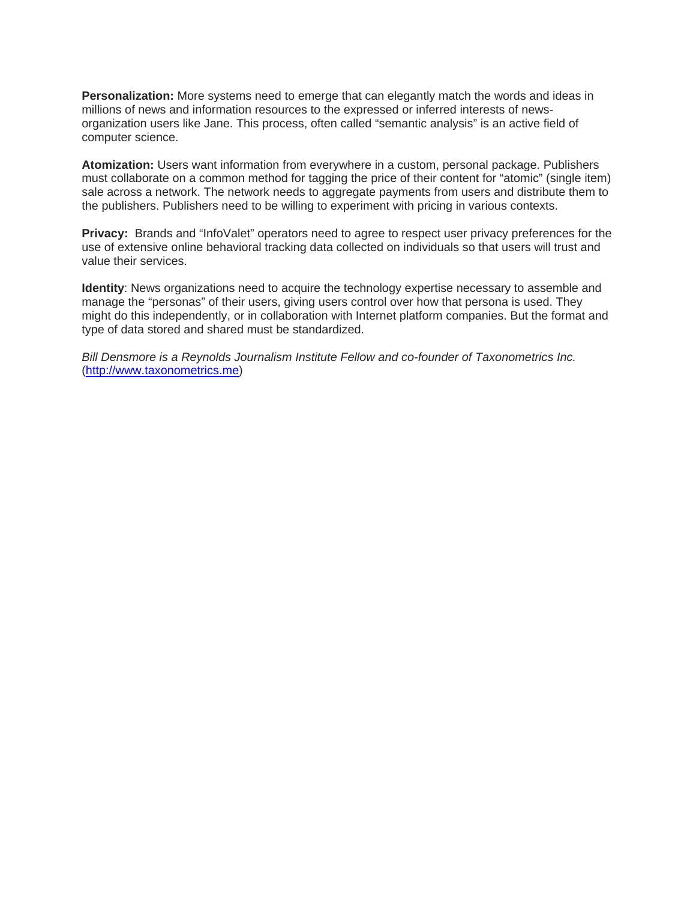**Personalization:** More systems need to emerge that can elegantly match the words and ideas in millions of news and information resources to the expressed or inferred interests of news-organization users like Jane. This process, often called "semantic analysis" is an active field of computer science.

**Atomization:** Users want information from everywhere in a custom, personal package. Publishers must collaborate on a common method for tagging the price of their content for "atomic" (single item) sale across a network. The network needs to aggregate payments from users and distribute them to the publishers. Publishers need to be willing to experiment with pricing in various contexts.

**Privacy:** Brands and "InfoValet" operators need to agree to respect user privacy preferences for the use of extensive online behavioral tracking data collected on individuals so that users will trust and value their services.

**Identity**: News organizations need to acquire the technology expertise necessary to assemble and manage the "personas" of their users, giving users control over how that persona is used. They might do this independently, or in collaboration with Internet platform companies. But the format and type of data stored and shared must be standardized.

*Bill Densmore is a Reynolds Journalism Institute Fellow and co-founder of Taxonometrics Inc.* (http://www.taxonometrics.me)